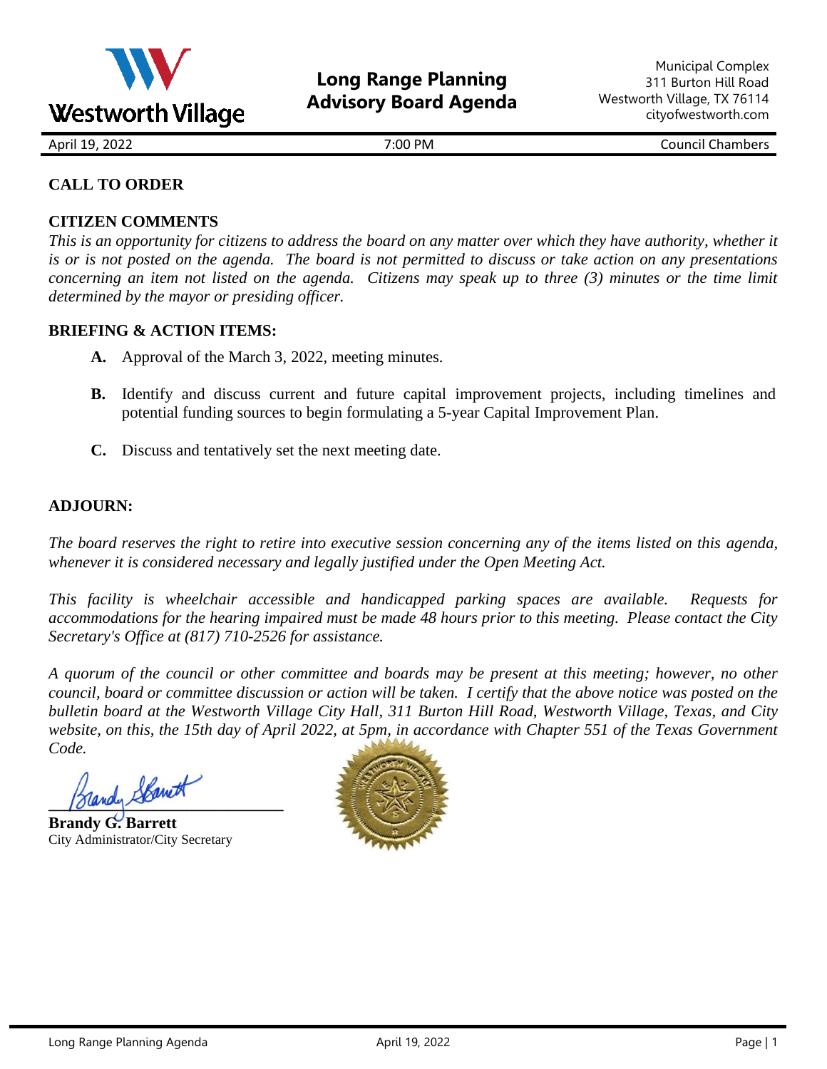Westworth Village

# Long Range Planning Advisory Board Agenda

Municipal Complex
311 Burton Hill Road
Westworth Village, TX 76114
cityofwestworth.com

April 19, 2022 | 7:00 PM | Council Chambers

**CALL TO ORDER**

**CITIZEN COMMENTS**

*This is an opportunity for citizens to address the board on any matter over which they have authority, whether it is or is not posted on the agenda. The board is not permitted to discuss or take action on any presentations concerning an item not listed on the agenda. Citizens may speak up to three (3) minutes or the time limit determined by the mayor or presiding officer.*

**BRIEFING & ACTION ITEMS:**

**A.** Approval of the March 3, 2022, meeting minutes.

**B.** Identify and discuss current and future capital improvement projects, including timelines and potential funding sources to begin formulating a 5-year Capital Improvement Plan.

**C.** Discuss and tentatively set the next meeting date.

**ADJOURN:**

*The board reserves the right to retire into executive session concerning any of the items listed on this agenda, whenever it is considered necessary and legally justified under the Open Meeting Act.*

*This facility is wheelchair accessible and handicapped parking spaces are available. Requests for accommodations for the hearing impaired must be made 48 hours prior to this meeting. Please contact the City Secretary's Office at (817) 710-2526 for assistance.*

*A quorum of the council or other committee and boards may be present at this meeting; however, no other council, board or committee discussion or action will be taken. I certify that the above notice was posted on the bulletin board at the Westworth Village City Hall, 311 Burton Hill Road, Westworth Village, Texas, and City website, on this, the 15th day of April 2022, at 5pm, in accordance with Chapter 551 of the Texas Government Code.*

**Brandy G. Barrett**
City Administrator/City Secretary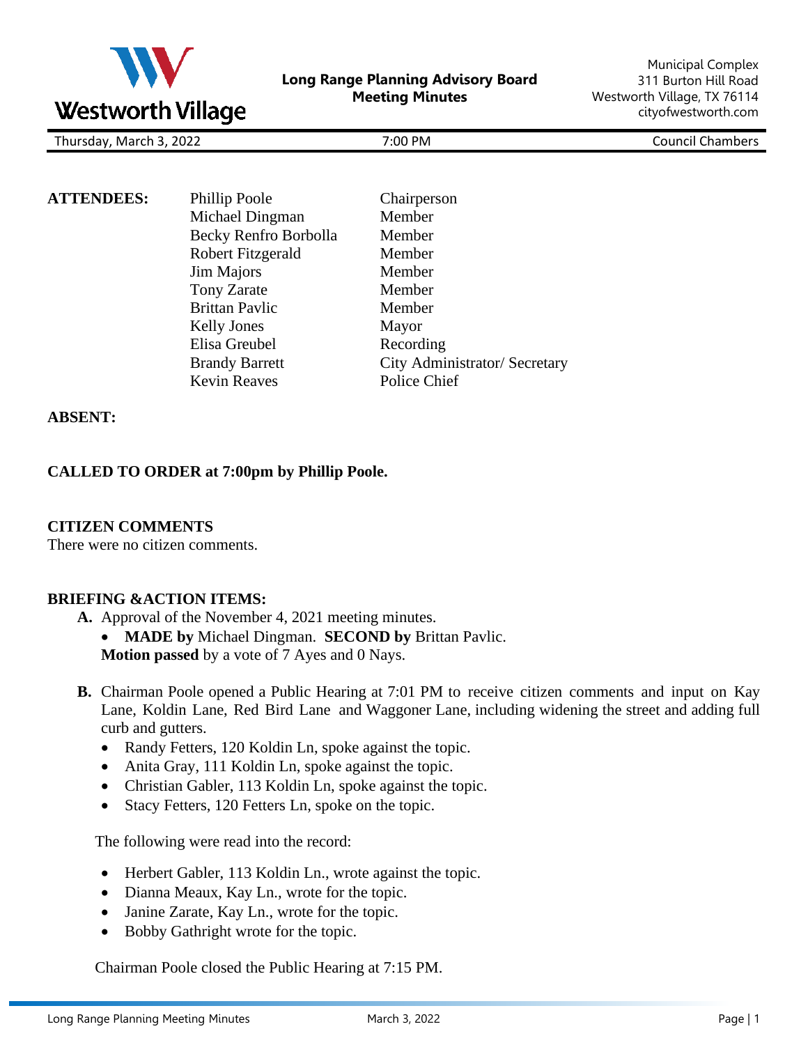**Long Range Planning Advisory Board**
**Meeting Minutes**

Municipal Complex
311 Burton Hill Road
Westworth Village, TX 76114
cityofwestworth.com

Thursday, March 3, 2022 | 7:00 PM | Council Chambers

| **ATTENDEES:** | Phillip Poole | Chairperson |
|---|---|---|
| | Michael Dingman | Member |
| | Becky Renfro Borbolla | Member |
| | Robert Fitzgerald | Member |
| | Jim Majors | Member |
| | Tony Zarate | Member |
| | Brittan Pavlic | Member |
| | Kelly Jones | Mayor |
| | Elisa Greubel | Recording |
| | Brandy Barrett | City Administrator/ Secretary |
| | Kevin Reaves | Police Chief |

**ABSENT:**

**CALLED TO ORDER at 7:00pm by Phillip Poole.**

**CITIZEN COMMENTS**

There were no citizen comments.

**BRIEFING &ACTION ITEMS:**

**A.** Approval of the November 4, 2021 meeting minutes.

- **MADE by** Michael Dingman. **SECOND by** Brittan Pavlic.

**Motion passed** by a vote of 7 Ayes and 0 Nays.

**B.** Chairman Poole opened a Public Hearing at 7:01 PM to receive citizen comments and input on Kay Lane, Koldin Lane, Red Bird Lane and Waggoner Lane, including widening the street and adding full curb and gutters.

- Randy Fetters, 120 Koldin Ln, spoke against the topic.
- Anita Gray, 111 Koldin Ln, spoke against the topic.
- Christian Gabler, 113 Koldin Ln, spoke against the topic.
- Stacy Fetters, 120 Fetters Ln, spoke on the topic.

The following were read into the record:

- Herbert Gabler, 113 Koldin Ln., wrote against the topic.
- Dianna Meaux, Kay Ln., wrote for the topic.
- Janine Zarate, Kay Ln., wrote for the topic.
- Bobby Gathright wrote for the topic.

Chairman Poole closed the Public Hearing at 7:15 PM.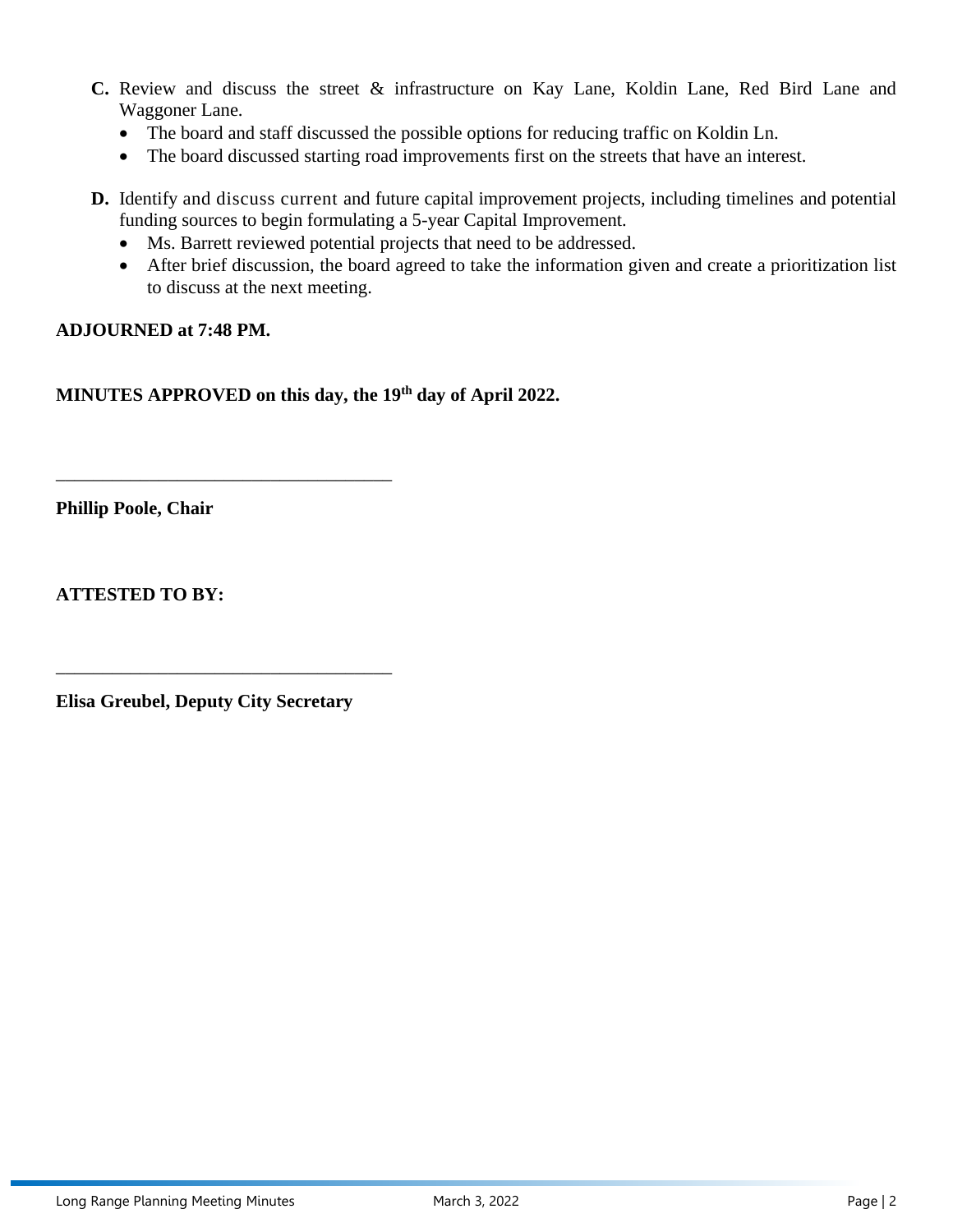**C.** Review and discuss the street & infrastructure on Kay Lane, Koldin Lane, Red Bird Lane and Waggoner Lane.

- The board and staff discussed the possible options for reducing traffic on Koldin Ln.
- The board discussed starting road improvements first on the streets that have an interest.

**D.** Identify and discuss current and future capital improvement projects, including timelines and potential funding sources to begin formulating a 5-year Capital Improvement.

- Ms. Barrett reviewed potential projects that need to be addressed.
- After brief discussion, the board agreed to take the information given and create a prioritization list to discuss at the next meeting.

**ADJOURNED at 7:48 PM.**

**MINUTES APPROVED on this day, the 19th day of April 2022.**

____________________________________

**Phillip Poole, Chair**

**ATTESTED TO BY:**

____________________________________

**Elisa Greubel, Deputy City Secretary**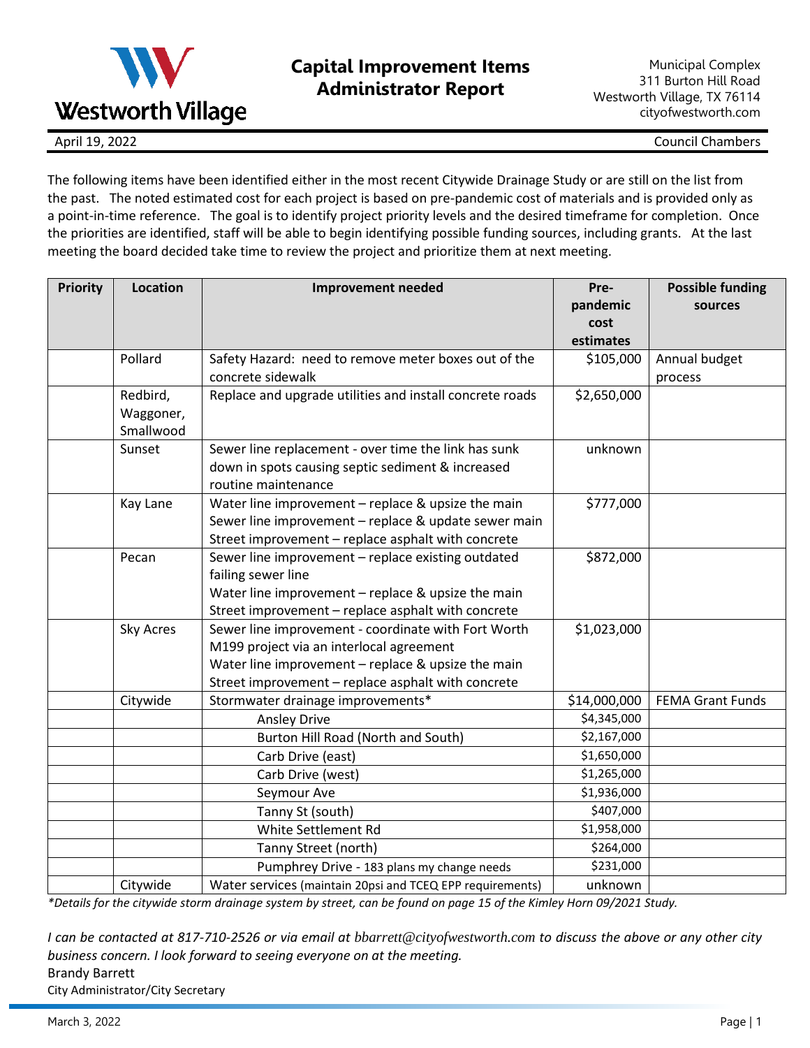Westworth Village

# Capital Improvement Items
# Administrator Report

Municipal Complex
311 Burton Hill Road
Westworth Village, TX 76114
cityofwestworth.com

April 19, 2022 Council Chambers

The following items have been identified either in the most recent Citywide Drainage Study or are still on the list from the past. The noted estimated cost for each project is based on pre-pandemic cost of materials and is provided only as a point-in-time reference. The goal is to identify project priority levels and the desired timeframe for completion. Once the priorities are identified, staff will be able to begin identifying possible funding sources, including grants. At the last meeting the board decided take time to review the project and prioritize them at next meeting.

| Priority | Location | Improvement needed | Pre-pandemic cost estimates | Possible funding sources |
|---|---|---|---|---|
| | Pollard | Safety Hazard: need to remove meter boxes out of the concrete sidewalk | $105,000 | Annual budget process |
| | Redbird, Waggoner, Smallwood | Replace and upgrade utilities and install concrete roads | $2,650,000 | |
| | Sunset | Sewer line replacement - over time the link has sunk down in spots causing septic sediment & increased routine maintenance | unknown | |
| | Kay Lane | Water line improvement – replace & upsize the main<br>Sewer line improvement – replace & update sewer main<br>Street improvement – replace asphalt with concrete | $777,000 | |
| | Pecan | Sewer line improvement – replace existing outdated failing sewer line<br>Water line improvement – replace & upsize the main<br>Street improvement – replace asphalt with concrete | $872,000 | |
| | Sky Acres | Sewer line improvement - coordinate with Fort Worth M199 project via an interlocal agreement<br>Water line improvement – replace & upsize the main<br>Street improvement – replace asphalt with concrete | $1,023,000 | |
| | Citywide | Stormwater drainage improvements* | $14,000,000 | FEMA Grant Funds |
| | | Ansley Drive | $4,345,000 | |
| | | Burton Hill Road (North and South) | $2,167,000 | |
| | | Carb Drive (east) | $1,650,000 | |
| | | Carb Drive (west) | $1,265,000 | |
| | | Seymour Ave | $1,936,000 | |
| | | Tanny St (south) | $407,000 | |
| | | White Settlement Rd | $1,958,000 | |
| | | Tanny Street (north) | $264,000 | |
| | | Pumphrey Drive - 183 plans my change needs | $231,000 | |
| | Citywide | Water services (maintain 20psi and TCEQ EPP requirements) | unknown | |

*\*Details for the citywide storm drainage system by street, can be found on page 15 of the Kimley Horn 09/2021 Study.*

*I can be contacted at 817-710-2526 or via email at bbarrett@cityofwestworth.com to discuss the above or any other city business concern. I look forward to seeing everyone on at the meeting.*

Brandy Barrett
City Administrator/City Secretary

March 3, 2022